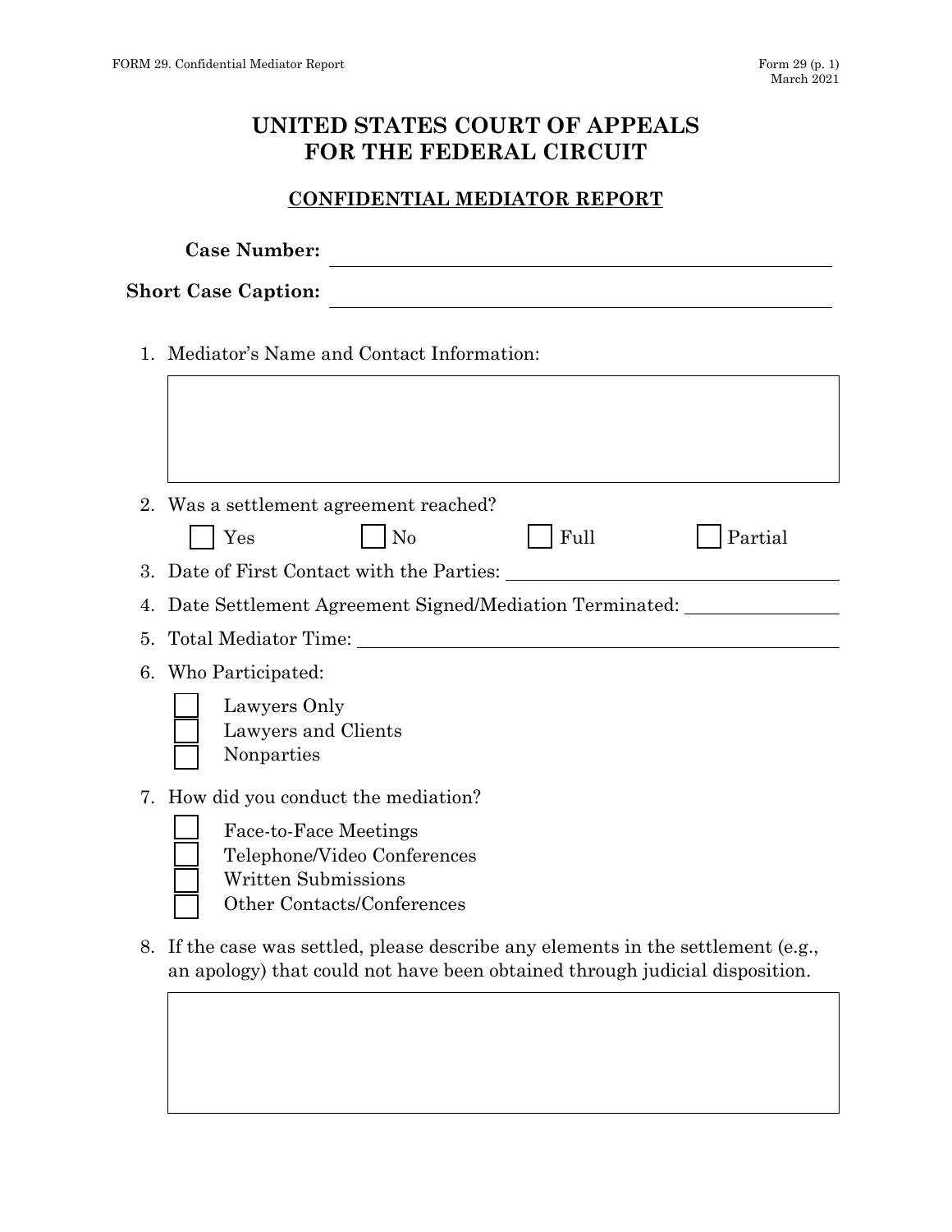# UNITED STATES COURT OF APPEALS FOR THE FEDERAL CIRCUIT

## CONFIDENTIAL MEDIATOR REPORT

**Case Number:** ______________________________

**Short Case Caption:** ______________________________

1. Mediator's Name and Contact Information:

| |
|---|
| |

2. Was a settlement agreement reached?

   ☐ Yes ☐ No ☐ Full ☐ Partial

3. Date of First Contact with the Parties: ______________________________

4. Date Settlement Agreement Signed/Mediation Terminated: ______________

5. Total Mediator Time: ______________________________

6. Who Participated:

   ☐ Lawyers Only
   ☐ Lawyers and Clients
   ☐ Nonparties

7. How did you conduct the mediation?

   ☐ Face-to-Face Meetings
   ☐ Telephone/Video Conferences
   ☐ Written Submissions
   ☐ Other Contacts/Conferences

8. If the case was settled, please describe any elements in the settlement (e.g., an apology) that could not have been obtained through judicial disposition.

| |
|---|
| |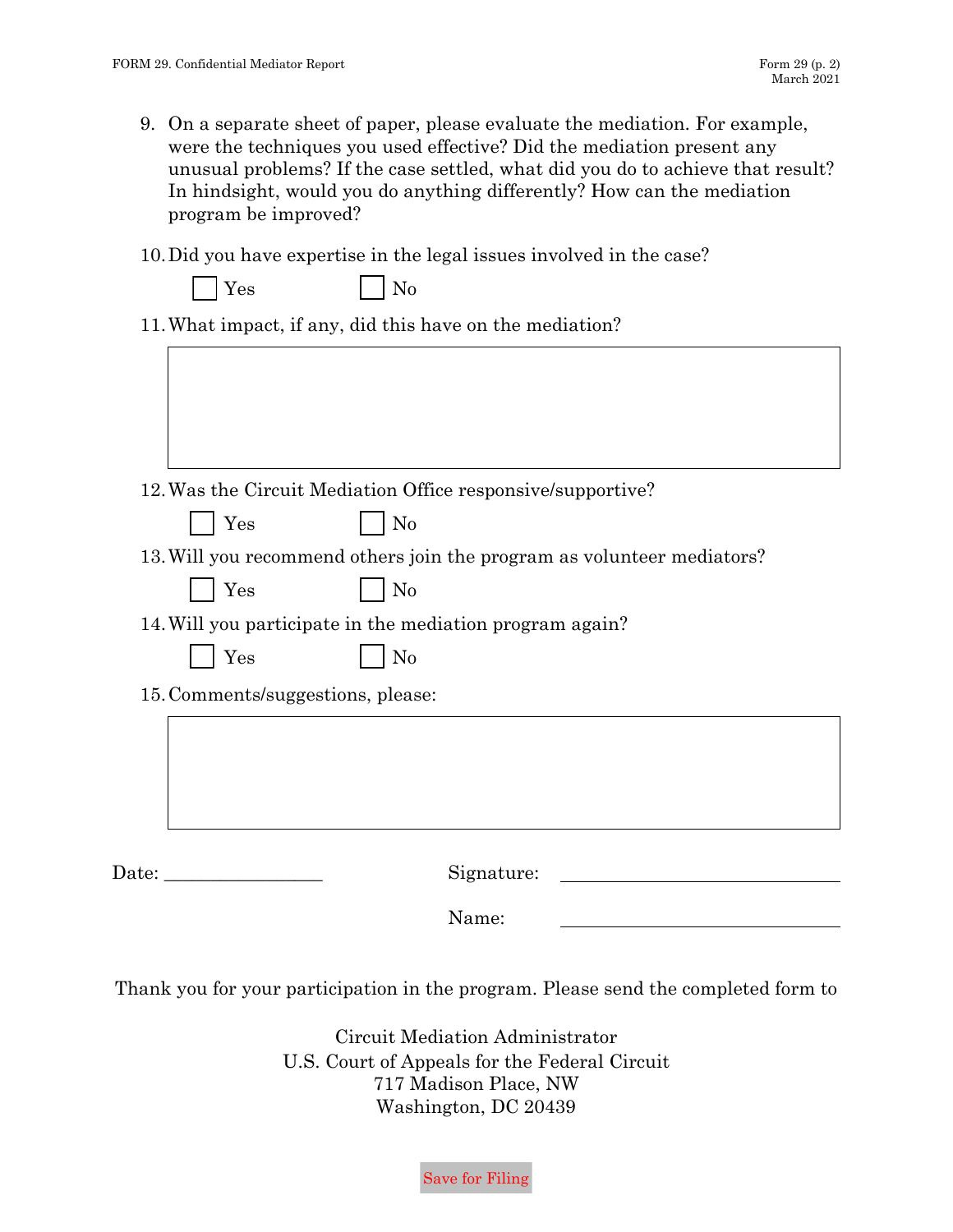9. On a separate sheet of paper, please evaluate the mediation. For example, were the techniques you used effective? Did the mediation present any unusual problems? If the case settled, what did you do to achieve that result? In hindsight, would you do anything differently? How can the mediation program be improved?

10. Did you have expertise in the legal issues involved in the case?

    ☐ Yes ☐ No

11. What impact, if any, did this have on the mediation?

12. Was the Circuit Mediation Office responsive/supportive?

    ☐ Yes ☐ No

13. Will you recommend others join the program as volunteer mediators?

    ☐ Yes ☐ No

14. Will you participate in the mediation program again?

    ☐ Yes ☐ No

15. Comments/suggestions, please:

Date: ________________ Signature: ____________________________

Name: ____________________________

Thank you for your participation in the program. Please send the completed form to

Circuit Mediation Administrator
U.S. Court of Appeals for the Federal Circuit
717 Madison Place, NW
Washington, DC 20439

Save for Filing